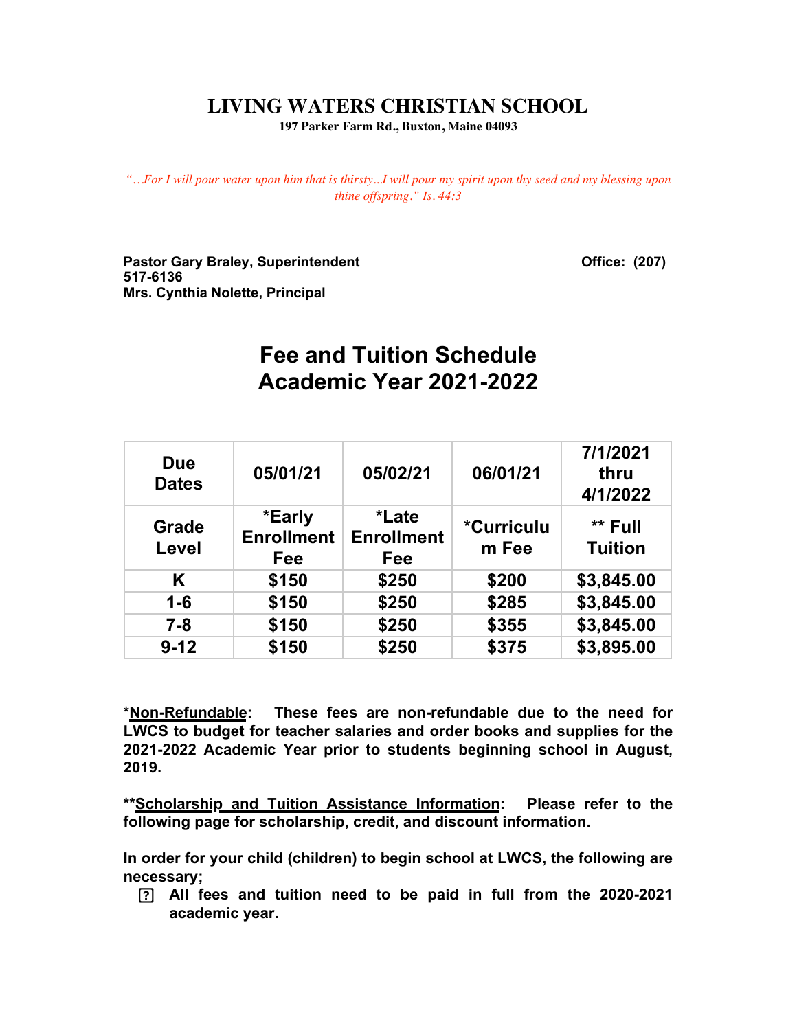# LIVING WATERS CHRISTIAN SCHOOL

**197 Parker Farm Rd., Buxton, Maine 04093**

*"…For I will pour water upon him that is thirsty…I will pour my spirit upon thy seed and my blessing upon thine offspring." Is. 44:3*

**Pastor Gary Braley, Superintendent** **Office: (207) 517-6136**
**Mrs. Cynthia Nolette, Principal**

## Fee and Tuition Schedule
## Academic Year 2021-2022

| Due Dates | 05/01/21 | 05/02/21 | 06/01/21 | 7/1/2021 thru 4/1/2022 |
|---|---|---|---|---|
| **Grade Level** | **\*Early Enrollment Fee** | **\*Late Enrollment Fee** | **\*Curriculum Fee** | **\*\* Full Tuition** |
| K | $150 | $250 | $200 | $3,845.00 |
| 1-6 | $150 | $250 | $285 | $3,845.00 |
| 7-8 | $150 | $250 | $355 | $3,845.00 |
| 9-12 | $150 | $250 | $375 | $3,895.00 |

**\*Non-Refundable: These fees are non-refundable due to the need for LWCS to budget for teacher salaries and order books and supplies for the 2021-2022 Academic Year prior to students beginning school in August, 2019.**

**\*\*Scholarship and Tuition Assistance Information: Please refer to the following page for scholarship, credit, and discount information.**

**In order for your child (children) to begin school at LWCS, the following are necessary;**

- **All fees and tuition need to be paid in full from the 2020-2021 academic year.**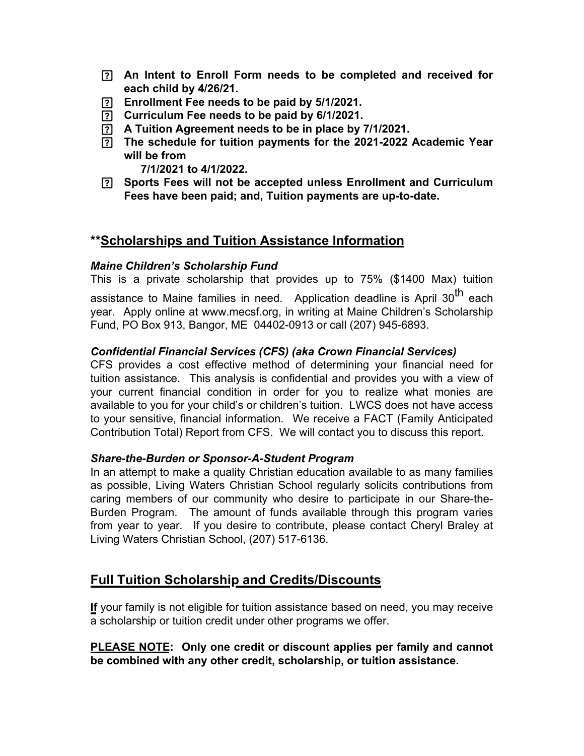- **An Intent to Enroll Form needs to be completed and received for each child by 4/26/21.**
- **Enrollment Fee needs to be paid by 5/1/2021.**
- **Curriculum Fee needs to be paid by 6/1/2021.**
- **A Tuition Agreement needs to be in place by 7/1/2021.**
- **The schedule for tuition payments for the 2021-2022 Academic Year will be from**
  **7/1/2021 to 4/1/2022.**
- **Sports Fees will not be accepted unless Enrollment and Curriculum Fees have been paid; and, Tuition payments are up-to-date.**

## **<u>Scholarships and Tuition Assistance Information</u>

***Maine Children's Scholarship Fund***

This is a private scholarship that provides up to 75% ($1400 Max) tuition assistance to Maine families in need. Application deadline is April 30th each year. Apply online at www.mecsf.org, in writing at Maine Children's Scholarship Fund, PO Box 913, Bangor, ME 04402-0913 or call (207) 945-6893.

***Confidential Financial Services (CFS) (aka Crown Financial Services)***

CFS provides a cost effective method of determining your financial need for tuition assistance. This analysis is confidential and provides you with a view of your current financial condition in order for you to realize what monies are available to you for your child's or children's tuition. LWCS does not have access to your sensitive, financial information. We receive a FACT (Family Anticipated Contribution Total) Report from CFS. We will contact you to discuss this report.

***Share-the-Burden or Sponsor-A-Student Program***

In an attempt to make a quality Christian education available to as many families as possible, Living Waters Christian School regularly solicits contributions from caring members of our community who desire to participate in our Share-the-Burden Program. The amount of funds available through this program varies from year to year. If you desire to contribute, please contact Cheryl Braley at Living Waters Christian School, (207) 517-6136.

## <u>Full Tuition Scholarship and Credits/Discounts</u>

<u>**If**</u> your family is not eligible for tuition assistance based on need, you may receive a scholarship or tuition credit under other programs we offer.

**<u>PLEASE NOTE</u>: Only one credit or discount applies per family and cannot be combined with any other credit, scholarship, or tuition assistance.**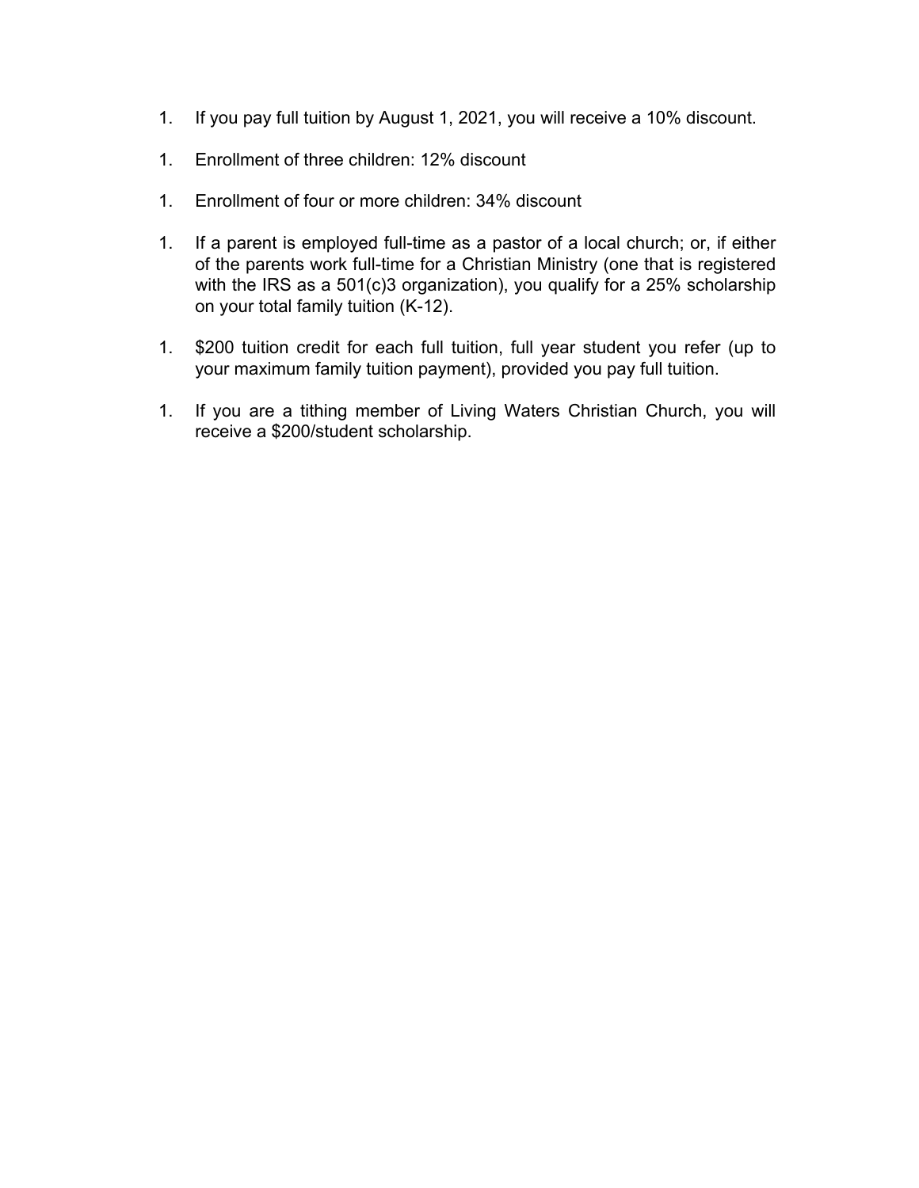1. If you pay full tuition by August 1, 2021, you will receive a 10% discount.

1. Enrollment of three children: 12% discount

1. Enrollment of four or more children: 34% discount

1. If a parent is employed full-time as a pastor of a local church; or, if either of the parents work full-time for a Christian Ministry (one that is registered with the IRS as a 501(c)3 organization), you qualify for a 25% scholarship on your total family tuition (K-12).

1. $200 tuition credit for each full tuition, full year student you refer (up to your maximum family tuition payment), provided you pay full tuition.

1. If you are a tithing member of Living Waters Christian Church, you will receive a $200/student scholarship.